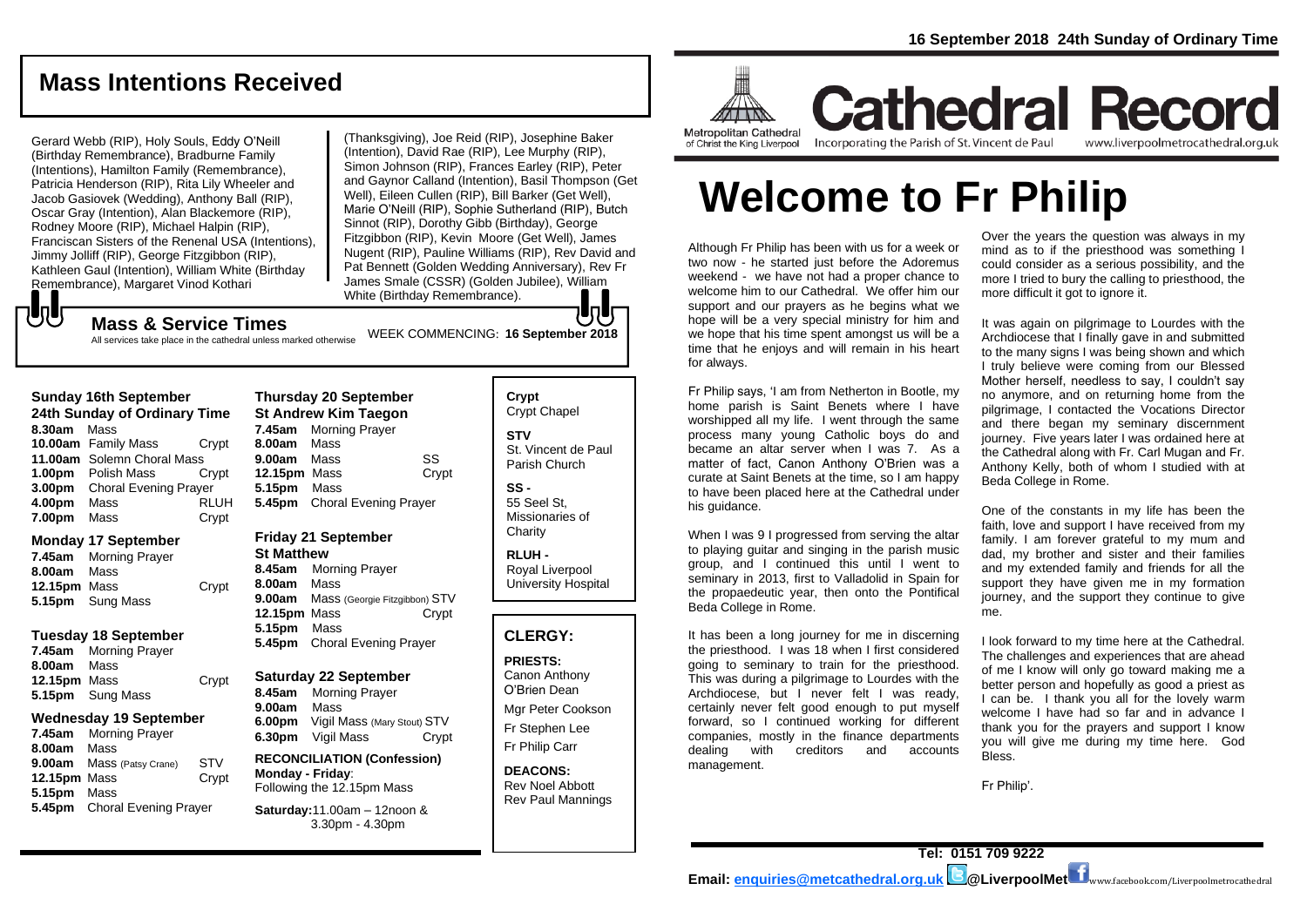16 September 2018 24th Sunday of Ordinary Time

## Mass Intentions Received

Gerard Webb (RIP), Holy Souls, Eddy O'Neill (Birthday Remembrance), Bradburne Family (Intentions), Hamilton Family (Remembrance), Patricia Henderson (RIP), Rita Lily Wheeler and Jacob Gasiovek (Wedding), Anthony Ball (RIP), Oscar Gray (Intention), Alan Blackemore (RIP), Rodney Moore (RIP), Michael Halpin (RIP), Franciscan Sisters of the Renenal USA (Intentions), Jimmy Jolliff (RIP), George Fitzgibbon (RIP), Kathleen Gaul (Intention), William White (Birthday Remembrance), Margaret Vinod Kothari (Thanksgiving), Joe Reid (RIP), Josephine Baker (Intention), David Rae (RIP), Lee Murphy (RIP), Simon Johnson (RIP), Frances Earley (RIP), Peter and Gaynor Calland (Intention), Basil Thompson (Get Well), Eileen Cullen (RIP), Bill Barker (Get Well), Marie O'Neill (RIP), Sophie Sutherland (RIP), Butch Sinnot (RIP), Dorothy Gibb (Birthday), George Fitzgibbon (RIP), Kevin Moore (Get Well), James Nugent (RIP), Pauline Williams (RIP), Rev David and Pat Bennett (Golden Wedding Anniversary), Rev Fr James Smale (CSSR) (Golden Jubilee), William White (Birthday Remembrance).

## Mass & Service Times

All services take place in the cathedral unless marked otherwise

WEEK COMMENCING: **16 September 2018**

### Sunday 16th September
**24th Sunday of Ordinary Time**

| | | |
|---|---|---|
| **8.30am** | Mass | |
| **10.00am** | Family Mass | Crypt |
| **11.00am** | Solemn Choral Mass | |
| **1.00pm** | Polish Mass | Crypt |
| **3.00pm** | Choral Evening Prayer | |
| **4.00pm** | Mass | RLUH |
| **7.00pm** | Mass | Crypt |

### Monday 17 September

| | | |
|---|---|---|
| **7.45am** | Morning Prayer | |
| **8.00am** | Mass | |
| **12.15pm** | Mass | Crypt |
| **5.15pm** | Sung Mass | |

### Tuesday 18 September

| | | |
|---|---|---|
| **7.45am** | Morning Prayer | |
| **8.00am** | Mass | |
| **12.15pm** | Mass | Crypt |
| **5.15pm** | Sung Mass | |

### Wednesday 19 September

| | | |
|---|---|---|
| **7.45am** | Morning Prayer | |
| **8.00am** | Mass | |
| **9.00am** | Mass (Patsy Crane) | STV |
| **12.15pm** | Mass | Crypt |
| **5.15pm** | Mass | |
| **5.45pm** | Choral Evening Prayer | |

### Thursday 20 September
**St Andrew Kim Taegon**

| | | |
|---|---|---|
| **7.45am** | Morning Prayer | |
| **8.00am** | Mass | |
| **9.00am** | Mass | SS |
| **12.15pm** | Mass | Crypt |
| **5.15pm** | Mass | |
| **5.45pm** | Choral Evening Prayer | |

### Friday 21 September
**St Matthew**

| | | |
|---|---|---|
| **8.45am** | Morning Prayer | |
| **8.00am** | Mass | |
| **9.00am** | Mass (Georgie Fitzgibbon) | STV |
| **12.15pm** | Mass | Crypt |
| **5.15pm** | Mass | |
| **5.45pm** | Choral Evening Prayer | |

### Saturday 22 September

| | | |
|---|---|---|
| **8.45am** | Morning Prayer | |
| **9.00am** | Mass | |
| **6.00pm** | Vigil Mass (Mary Stout) | STV |
| **6.30pm** | Vigil Mass | Crypt |

**RECONCILIATION (Confession)**
**Monday - Friday**: Following the 12.15pm Mass
**Saturday:** 11.00am – 12noon & 3.30pm - 4.30pm

**Crypt** Crypt Chapel
**STV** St. Vincent de Paul Parish Church
**SS -** 55 Seel St, Missionaries of Charity
**RLUH -** Royal Liverpool University Hospital

## CLERGY:

**PRIESTS:**
Canon Anthony O'Brien Dean
Mgr Peter Cookson
Fr Stephen Lee
Fr Philip Carr

**DEACONS:**
Rev Noel Abbott
Rev Paul Mannings

Metropolitan Cathedral of Christ the King Liverpool

# Cathedral Record

Incorporating the Parish of St. Vincent de Paul www.liverpoolmetrocathedral.org.uk

# Welcome to Fr Philip

Although Fr Philip has been with us for a week or two now - he started just before the Adoremus weekend - we have not had a proper chance to welcome him to our Cathedral. We offer him our support and our prayers as he begins what we hope will be a very special ministry for him and we hope that his time spent amongst us will be a time that he enjoys and will remain in his heart for always.

Fr Philip says, 'I am from Netherton in Bootle, my home parish is Saint Benets where I have worshipped all my life. I went through the same process many young Catholic boys do and became an altar server when I was 7. As a matter of fact, Canon Anthony O'Brien was a curate at Saint Benets at the time, so I am happy to have been placed here at the Cathedral under his guidance.

When I was 9 I progressed from serving the altar to playing guitar and singing in the parish music group, and I continued this until I went to seminary in 2013, first to Valladolid in Spain for the propaedeutic year, then onto the Pontifical Beda College in Rome.

It has been a long journey for me in discerning the priesthood. I was 18 when I first considered going to seminary to train for the priesthood. This was during a pilgrimage to Lourdes with the Archdiocese, but I never felt I was ready, certainly never felt good enough to put myself forward, so I continued working for different companies, mostly in the finance departments dealing with creditors and accounts management.

Over the years the question was always in my mind as to if the priesthood was something I could consider as a serious possibility, and the more I tried to bury the calling to priesthood, the more difficult it got to ignore it.

It was again on pilgrimage to Lourdes with the Archdiocese that I finally gave in and submitted to the many signs I was being shown and which I truly believe were coming from our Blessed Mother herself, needless to say, I couldn't say no anymore, and on returning home from the pilgrimage, I contacted the Vocations Director and there began my seminary discernment journey. Five years later I was ordained here at the Cathedral along with Fr. Carl Mugan and Fr. Anthony Kelly, both of whom I studied with at Beda College in Rome.

One of the constants in my life has been the faith, love and support I have received from my family. I am forever grateful to my mum and dad, my brother and sister and their families and my extended family and friends for all the support they have given me in my formation journey, and the support they continue to give me.

I look forward to my time here at the Cathedral. The challenges and experiences that are ahead of me I know will only go toward making me a better person and hopefully as good a priest as I can be. I thank you all for the lovely warm welcome I have had so far and in advance I thank you for the prayers and support I know you will give me during my time here. God Bless.

Fr Philip'.

**Tel: 0151 709 9222**
**Email: enquiries@metcathedral.org.uk @LiverpoolMet** www.facebook.com/Liverpoolmetrocathedral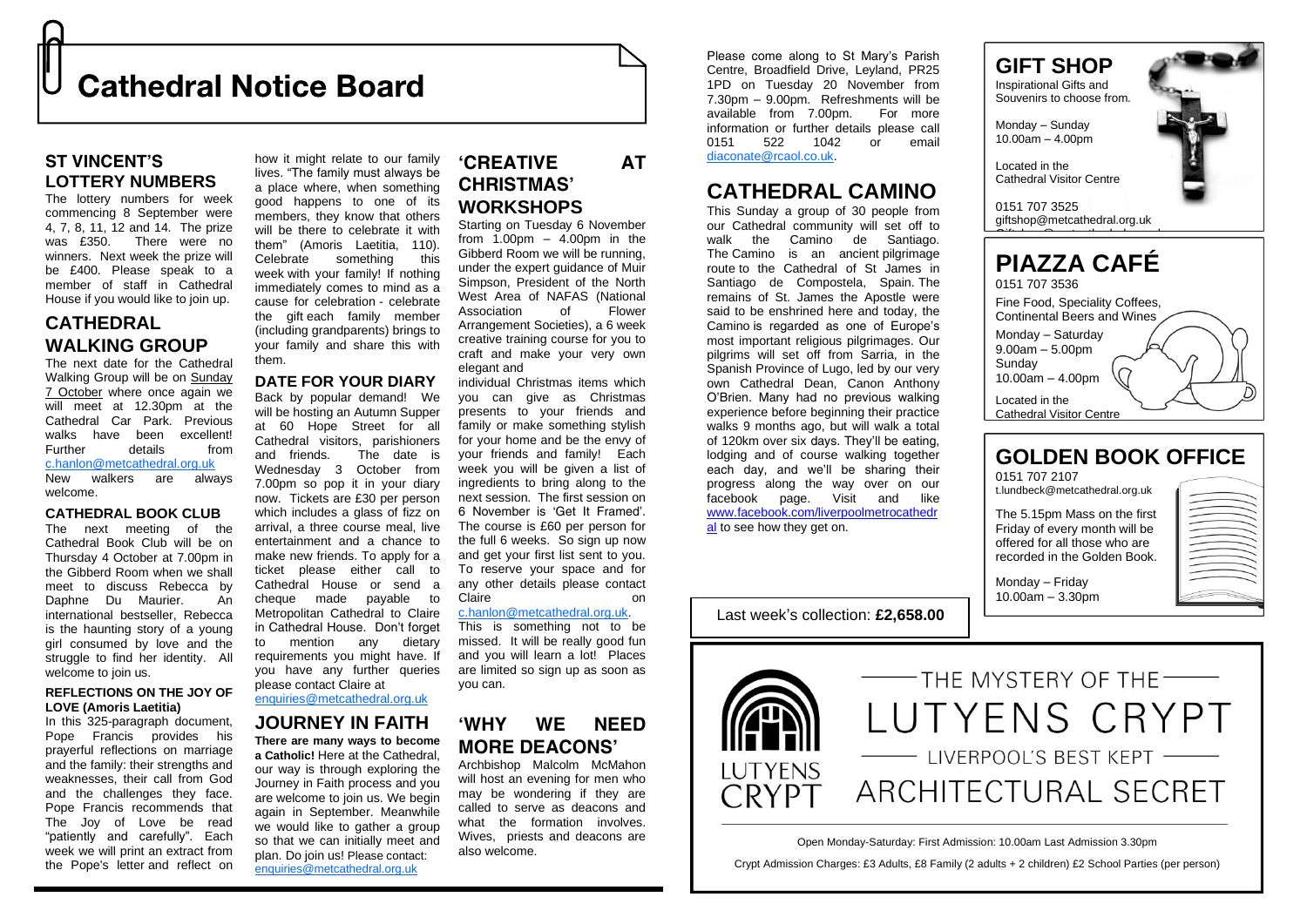# Cathedral Notice Board

## ST VINCENT'S LOTTERY NUMBERS

The lottery numbers for week commencing 8 September were 4, 7, 8, 11, 12 and 14. The prize was £350. There were no winners. Next week the prize will be £400. Please speak to a member of staff in Cathedral House if you would like to join up.

## CATHEDRAL WALKING GROUP

The next date for the Cathedral Walking Group will be on Sunday 7 October where once again we will meet at 12.30pm at the Cathedral Car Park. Previous walks have been excellent! Further details from c.hanlon@metcathedral.org.uk New walkers are always welcome.

### CATHEDRAL BOOK CLUB

The next meeting of the Cathedral Book Club will be on Thursday 4 October at 7.00pm in the Gibberd Room when we shall meet to discuss Rebecca by Daphne Du Maurier. An international bestseller, Rebecca is the haunting story of a young girl consumed by love and the struggle to find her identity. All welcome to join us.

### REFLECTIONS ON THE JOY OF LOVE (Amoris Laetitia)

In this 325-paragraph document, Pope Francis provides his prayerful reflections on marriage and the family: their strengths and weaknesses, their call from God and the challenges they face. Pope Francis recommends that The Joy of Love be read "patiently and carefully". Each week we will print an extract from the Pope's letter and reflect on how it might relate to our family lives. "The family must always be a place where, when something good happens to one of its members, they know that others will be there to celebrate it with them" (Amoris Laetitia, 110). Celebrate something this week with your family! If nothing immediately comes to mind as a cause for celebration - celebrate the gift each family member (including grandparents) brings to your family and share this with them.

### DATE FOR YOUR DIARY

Back by popular demand! We will be hosting an Autumn Supper at 60 Hope Street for all Cathedral visitors, parishioners and friends. The date is Wednesday 3 October from 7.00pm so pop it in your diary now. Tickets are £30 per person which includes a glass of fizz on arrival, a three course meal, live entertainment and a chance to make new friends. To apply for a ticket please either call to Cathedral House or send a cheque made payable to Metropolitan Cathedral to Claire in Cathedral House. Don't forget to mention any dietary requirements you might have. If you have any further queries please contact Claire at enquiries@metcathedral.org.uk

## JOURNEY IN FAITH

**There are many ways to become a Catholic!** Here at the Cathedral, our way is through exploring the Journey in Faith process and you are welcome to join us. We begin again in September. Meanwhile we would like to gather a group so that we can initially meet and plan. Do join us! Please contact: enquiries@metcathedral.org.uk

## 'CREATIVE AT CHRISTMAS' WORKSHOPS

Starting on Tuesday 6 November from 1.00pm – 4.00pm in the Gibberd Room we will be running, under the expert guidance of Muir Simpson, President of the North West Area of NAFAS (National Association of Flower Arrangement Societies), a 6 week creative training course for you to craft and make your very own elegant and individual Christmas items which you can give as Christmas presents to your friends and family or make something stylish for your home and be the envy of your friends and family! Each week you will be given a list of ingredients to bring along to the next session. The first session on 6 November is 'Get It Framed'. The course is £60 per person for the full 6 weeks. So sign up now and get your first list sent to you. To reserve your space and for any other details please contact Claire on c.hanlon@metcathedral.org.uk. This is something not to be missed. It will be really good fun and you will learn a lot! Places are limited so sign up as soon as you can.

## 'WHY WE NEED MORE DEACONS'

Archbishop Malcolm McMahon will host an evening for men who may be wondering if they are called to serve as deacons and what the formation involves. Wives, priests and deacons are also welcome.

Please come along to St Mary's Parish Centre, Broadfield Drive, Leyland, PR25 1PD on Tuesday 20 November from 7.30pm – 9.00pm. Refreshments will be available from 7.00pm. For more information or further details please call 0151 522 1042 or email diaconate@rcaol.co.uk.

## CATHEDRAL CAMINO

This Sunday a group of 30 people from our Cathedral community will set off to walk the Camino de Santiago. The Camino is an ancient pilgrimage route to the Cathedral of St James in Santiago de Compostela, Spain. The remains of St. James the Apostle were said to be enshrined here and today, the Camino is regarded as one of Europe's most important religious pilgrimages. Our pilgrims will set off from Sarria, in the Spanish Province of Lugo, led by our very own Cathedral Dean, Canon Anthony O'Brien. Many had no previous walking experience before beginning their practice walks 9 months ago, but will walk a total of 120km over six days. They'll be eating, lodging and of course walking together each day, and we'll be sharing their progress along the way over on our facebook page. Visit and like www.facebook.com/liverpoolmetrocathedral to see how they get on.

Last week's collection: **£2,658.00**

## GIFT SHOP

Inspirational Gifts and Souvenirs to choose from.

Monday – Sunday
10.00am – 4.00pm

Located in the Cathedral Visitor Centre

0151 707 3525
giftshop@metcathedral.org.uk

## PIAZZA CAFÉ

0151 707 3536

Fine Food, Speciality Coffees, Continental Beers and Wines

Monday – Saturday
9.00am – 5.00pm
Sunday
10.00am – 4.00pm

Located in the Cathedral Visitor Centre

## GOLDEN BOOK OFFICE

0151 707 2107
t.lundbeck@metcathedral.org.uk

The 5.15pm Mass on the first Friday of every month will be offered for all those who are recorded in the Golden Book.

Monday – Friday
10.00am – 3.30pm

LUTYENS CRYPT

THE MYSTERY OF THE LUTYENS CRYPT
LIVERPOOL'S BEST KEPT ARCHITECTURAL SECRET

Open Monday-Saturday: First Admission: 10.00am Last Admission 3.30pm

Crypt Admission Charges: £3 Adults, £8 Family (2 adults + 2 children) £2 School Parties (per person)